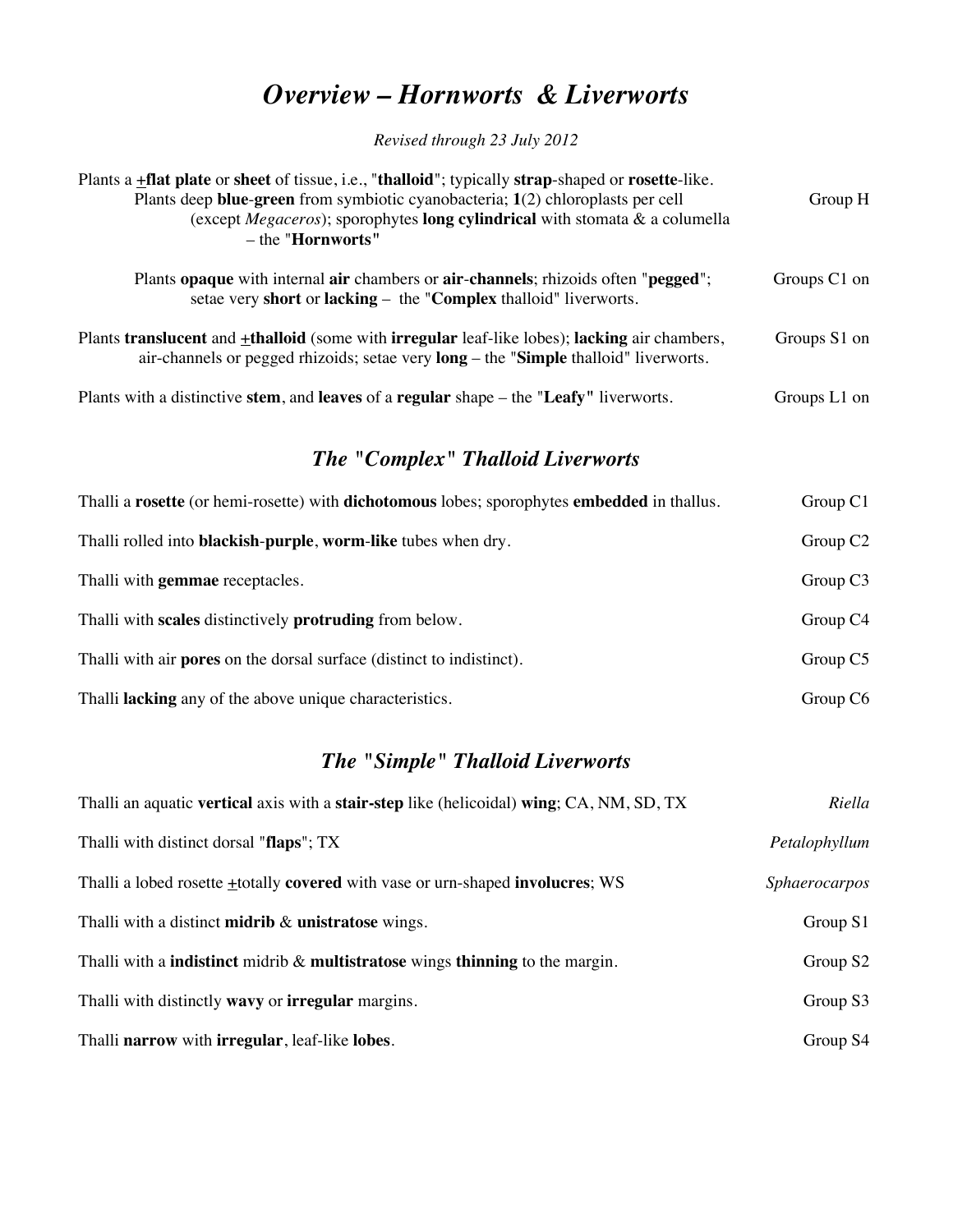# *Overview – Hornworts & Liverworts*

*Revised through 23 July 2012*

| | |
|---|---|
| Plants a ±**flat plate** or **sheet** of tissue, i.e., "**thalloid**"; typically **strap**-shaped or **rosette**-like. | |
| Plants deep **blue**-**green** from symbiotic cyanobacteria; **1**(2) chloroplasts per cell (except *Megaceros*); sporophytes **long cylindrical** with stomata & a columella – the "**Hornworts**" | Group H |
| Plants **opaque** with internal **air** chambers or **air**-**channels**; rhizoids often "**pegged**"; setae very **short** or **lacking** – the "**Complex** thalloid" liverworts. | Groups C1 on |
| Plants **translucent** and ±**thalloid** (some with **irregular** leaf-like lobes); **lacking** air chambers, air-channels or pegged rhizoids; setae very **long** – the "**Simple** thalloid" liverworts. | Groups S1 on |
| Plants with a distinctive **stem**, and **leaves** of a **regular** shape – the "**Leafy**" liverworts. | Groups L1 on |

## *The "Complex" Thalloid Liverworts*

| | |
|---|---|
| Thalli a **rosette** (or hemi-rosette) with **dichotomous** lobes; sporophytes **embedded** in thallus. | Group C1 |
| Thalli rolled into **blackish**-**purple**, **worm**-**like** tubes when dry. | Group C2 |
| Thalli with **gemmae** receptacles. | Group C3 |
| Thalli with **scales** distinctively **protruding** from below. | Group C4 |
| Thalli with air **pores** on the dorsal surface (distinct to indistinct). | Group C5 |
| Thalli **lacking** any of the above unique characteristics. | Group C6 |

## *The "Simple" Thalloid Liverworts*

| | |
|---|---|
| Thalli an aquatic **vertical** axis with a **stair-step** like (helicoidal) **wing**; CA, NM, SD, TX | *Riella* |
| Thalli with distinct dorsal "**flaps**"; TX | *Petalophyllum* |
| Thalli a lobed rosette ±totally **covered** with vase or urn-shaped **involucres**; WS | *Sphaerocarpos* |
| Thalli with a distinct **midrib** & **unistratose** wings. | Group S1 |
| Thalli with a **indistinct** midrib & **multistratose** wings **thinning** to the margin. | Group S2 |
| Thalli with distinctly **wavy** or **irregular** margins. | Group S3 |
| Thalli **narrow** with **irregular**, leaf-like **lobes**. | Group S4 |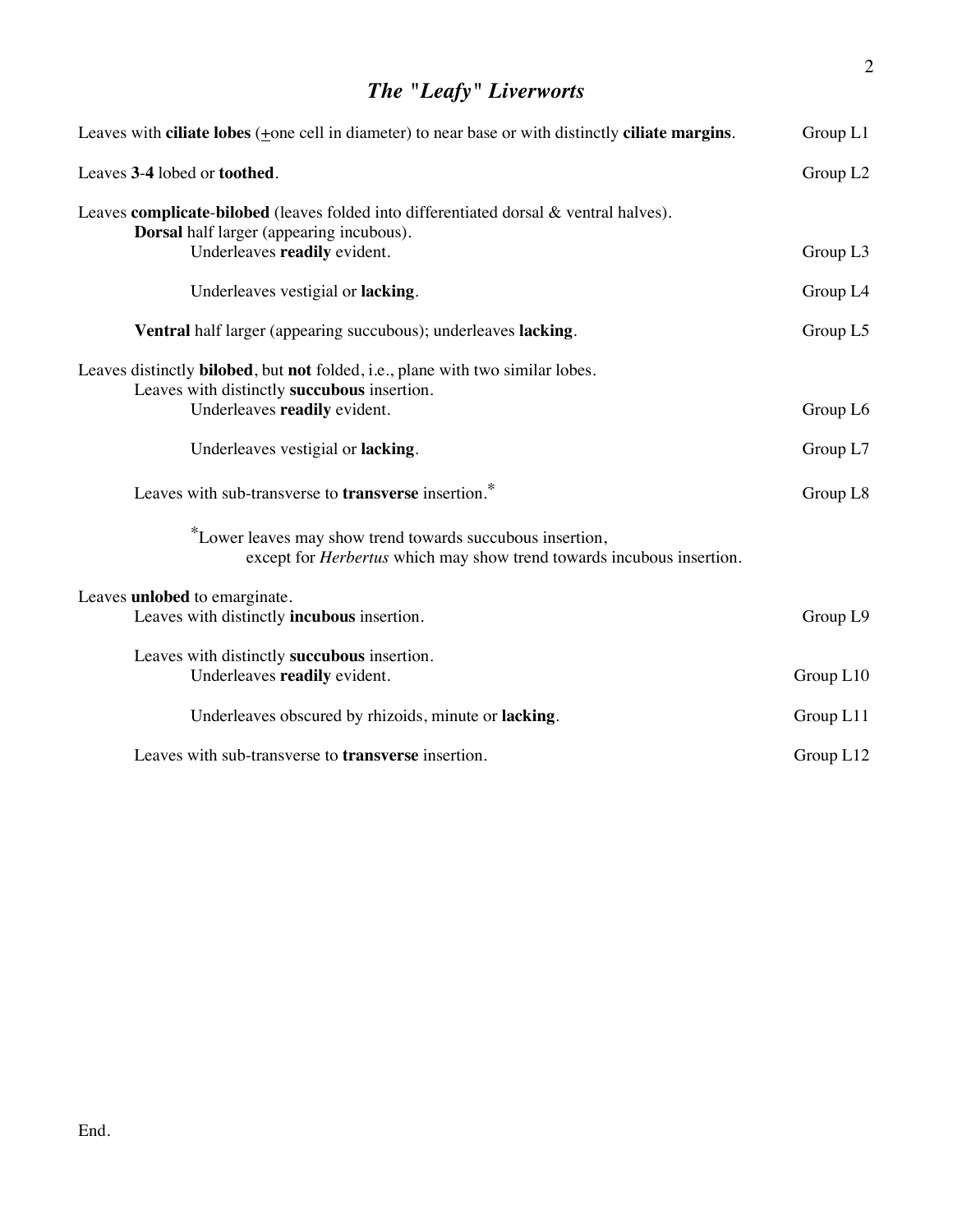# *The "Leafy" Liverworts*

Leaves with **ciliate lobes** (±one cell in diameter) to near base or with distinctly **ciliate margins**. — Group L1

Leaves **3-4** lobed or **toothed**. — Group L2

Leaves **complicate-bilobed** (leaves folded into differentiated dorsal & ventral halves).

- **Dorsal** half larger (appearing incubous).
  - Underleaves **readily** evident. — Group L3
  - Underleaves vestigial or **lacking**. — Group L4
- **Ventral** half larger (appearing succubous); underleaves **lacking**. — Group L5

Leaves distinctly **bilobed**, but **not** folded, i.e., plane with two similar lobes.

- Leaves with distinctly **succubous** insertion.
  - Underleaves **readily** evident. — Group L6
  - Underleaves vestigial or **lacking**. — Group L7
- Leaves with sub-transverse to **transverse** insertion.* — Group L8

*Lower leaves may show trend towards succubous insertion, except for *Herbertus* which may show trend towards incubous insertion.

Leaves **unlobed** to emarginate.

- Leaves with distinctly **incubous** insertion. — Group L9
- Leaves with distinctly **succubous** insertion.
  - Underleaves **readily** evident. — Group L10
  - Underleaves obscured by rhizoids, minute or **lacking**. — Group L11
- Leaves with sub-transverse to **transverse** insertion. — Group L12

End.